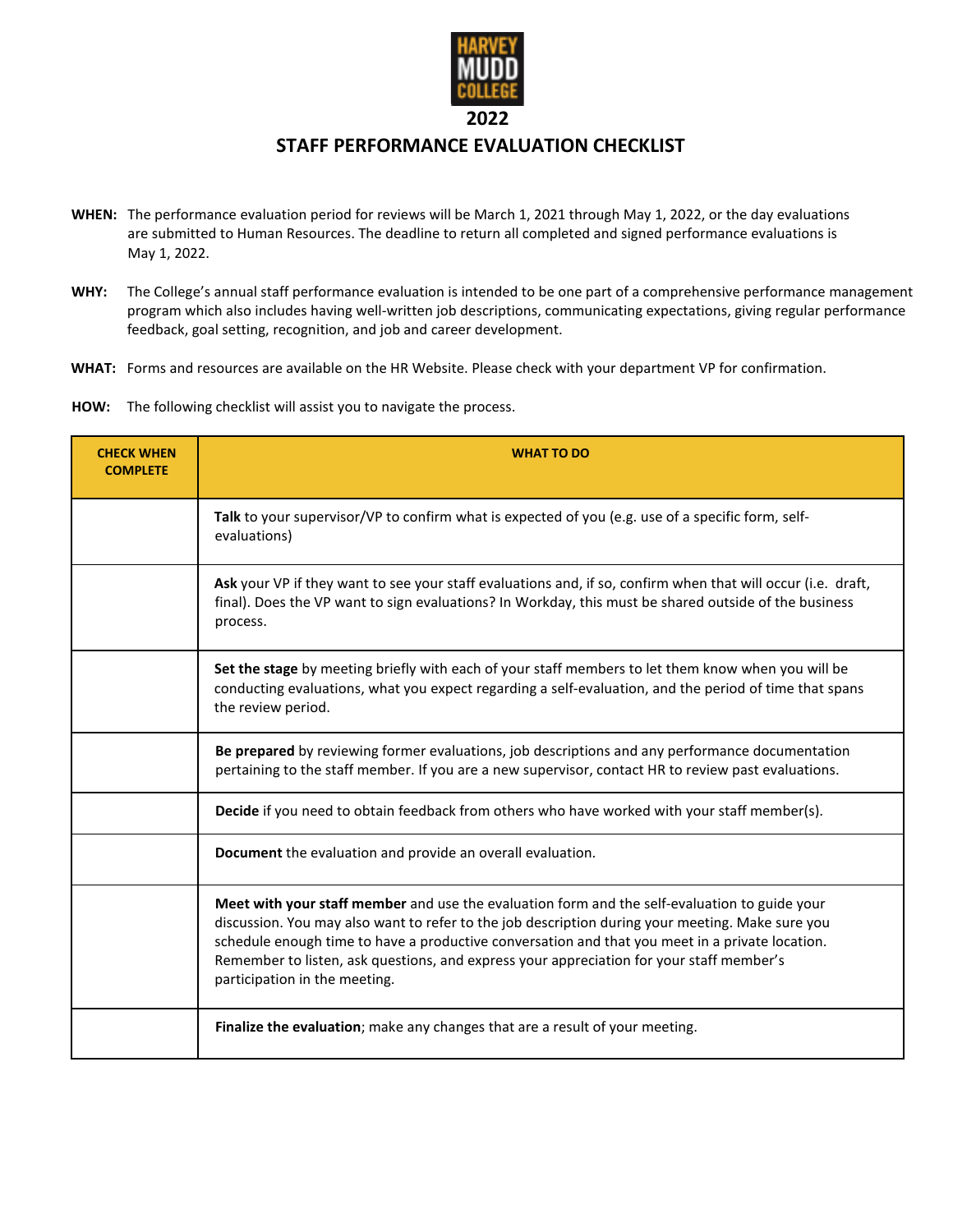# 2022

## STAFF PERFORMANCE EVALUATION CHECKLIST

**WHEN:** The performance evaluation period for reviews will be March 1, 2021 through May 1, 2022, or the day evaluations are submitted to Human Resources. The deadline to return all completed and signed performance evaluations is May 1, 2022.

**WHY:** The College's annual staff performance evaluation is intended to be one part of a comprehensive performance management program which also includes having well-written job descriptions, communicating expectations, giving regular performance feedback, goal setting, recognition, and job and career development.

**WHAT:** Forms and resources are available on the HR Website. Please check with your department VP for confirmation.

**HOW:** The following checklist will assist you to navigate the process.

| CHECK WHEN COMPLETE | WHAT TO DO |
|---|---|
| | **Talk** to your supervisor/VP to confirm what is expected of you (e.g. use of a specific form, self-evaluations) |
| | **Ask** your VP if they want to see your staff evaluations and, if so, confirm when that will occur (i.e. draft, final). Does the VP want to sign evaluations? In Workday, this must be shared outside of the business process. |
| | **Set the stage** by meeting briefly with each of your staff members to let them know when you will be conducting evaluations, what you expect regarding a self-evaluation, and the period of time that spans the review period. |
| | **Be prepared** by reviewing former evaluations, job descriptions and any performance documentation pertaining to the staff member. If you are a new supervisor, contact HR to review past evaluations. |
| | **Decide** if you need to obtain feedback from others who have worked with your staff member(s). |
| | **Document** the evaluation and provide an overall evaluation. |
| | **Meet with your staff member** and use the evaluation form and the self-evaluation to guide your discussion. You may also want to refer to the job description during your meeting. Make sure you schedule enough time to have a productive conversation and that you meet in a private location. Remember to listen, ask questions, and express your appreciation for your staff member's participation in the meeting. |
| | **Finalize the evaluation**; make any changes that are a result of your meeting. |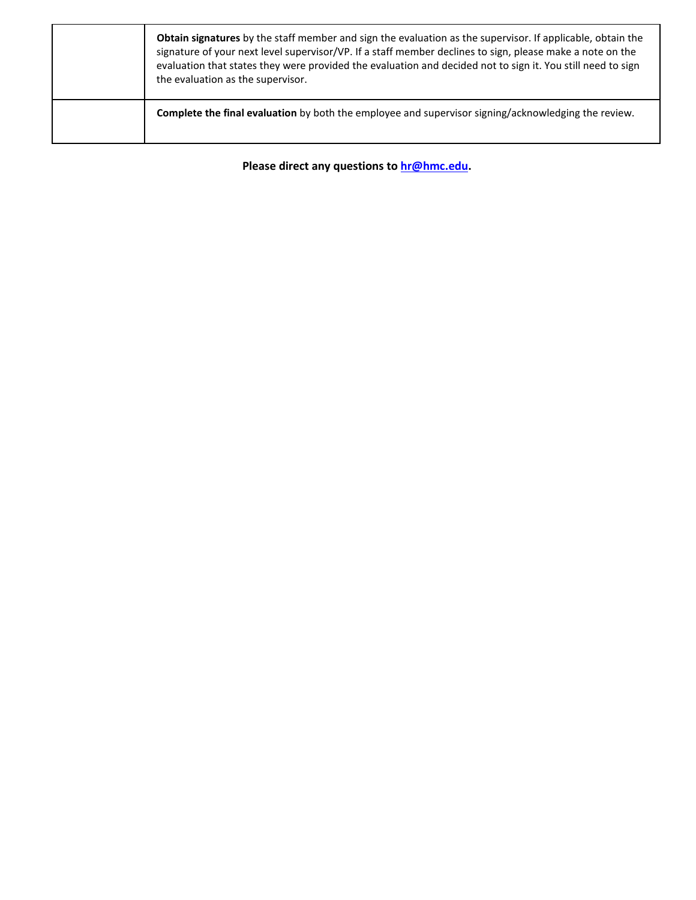| | |
|---|---|
| | **Obtain signatures** by the staff member and sign the evaluation as the supervisor. If applicable, obtain the signature of your next level supervisor/VP. If a staff member declines to sign, please make a note on the evaluation that states they were provided the evaluation and decided not to sign it. You still need to sign the evaluation as the supervisor. |
| | **Complete the final evaluation** by both the employee and supervisor signing/acknowledging the review. |

**Please direct any questions to hr@hmc.edu.**